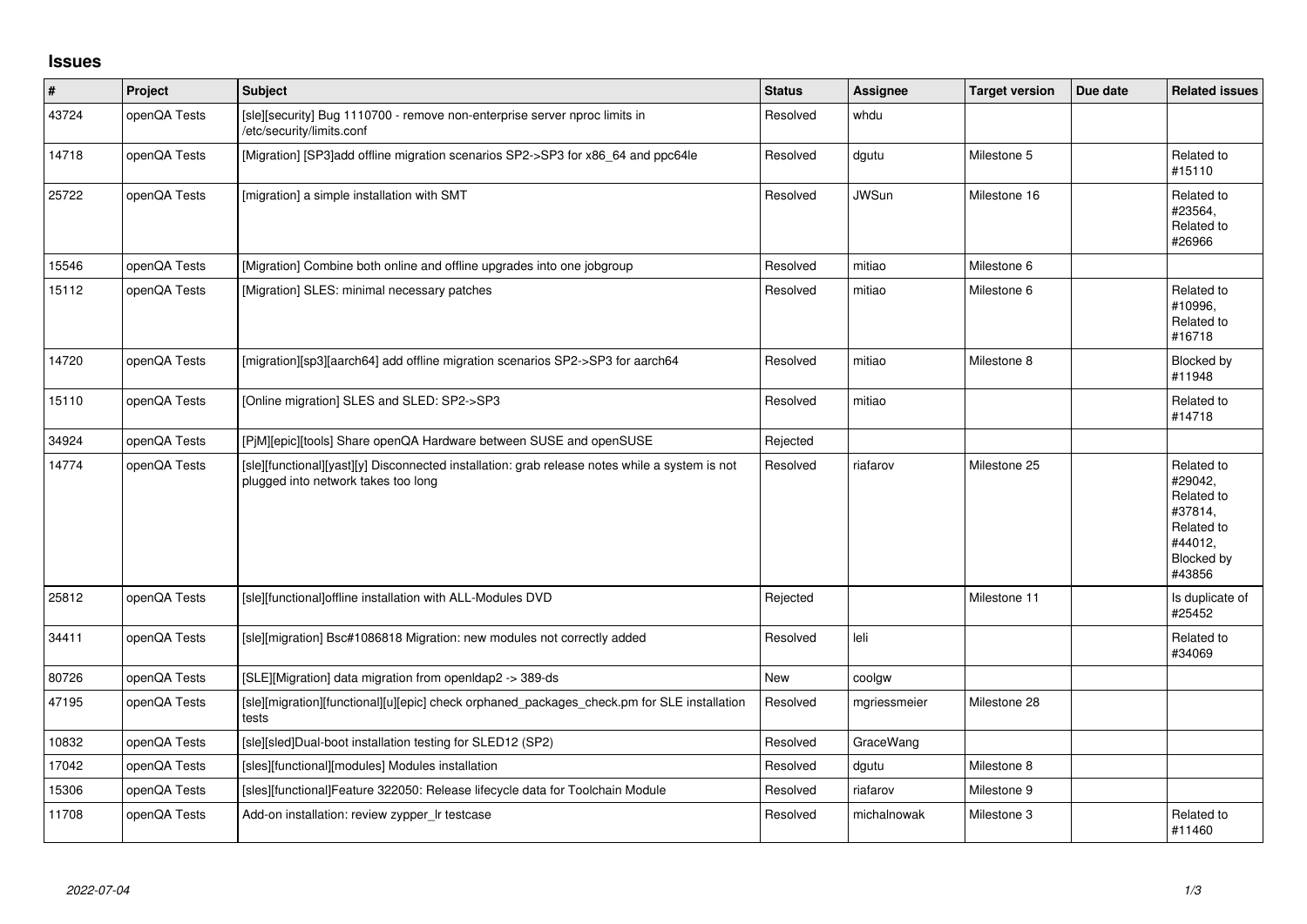## Issues

| # | Project | Subject | Status | Assignee | Target version | Due date | Related issues |
|---|---|---|---|---|---|---|---|
| 43724 | openQA Tests | [sle][security] Bug 1110700 - remove non-enterprise server nproc limits in /etc/security/limits.conf | Resolved | whdu | | | |
| 14718 | openQA Tests | [Migration] [SP3]add offline migration scenarios SP2->SP3 for x86_64 and ppc64le | Resolved | dgutu | Milestone 5 | | Related to #15110 |
| 25722 | openQA Tests | [migration] a simple installation with SMT | Resolved | JWSun | Milestone 16 | | Related to #23564, Related to #26966 |
| 15546 | openQA Tests | [Migration] Combine both online and offline upgrades into one jobgroup | Resolved | mitiao | Milestone 6 | | |
| 15112 | openQA Tests | [Migration] SLES: minimal necessary patches | Resolved | mitiao | Milestone 6 | | Related to #10996, Related to #16718 |
| 14720 | openQA Tests | [migration][sp3][aarch64] add offline migration scenarios SP2->SP3 for aarch64 | Resolved | mitiao | Milestone 8 | | Blocked by #11948 |
| 15110 | openQA Tests | [Online migration] SLES and SLED: SP2->SP3 | Resolved | mitiao | | | Related to #14718 |
| 34924 | openQA Tests | [PjM][epic][tools] Share openQA Hardware between SUSE and openSUSE | Rejected | | | | |
| 14774 | openQA Tests | [sle][functional][yast][y] Disconnected installation: grab release notes while a system is not plugged into network takes too long | Resolved | riafarov | Milestone 25 | | Related to #29042, Related to #37814, Related to #44012, Blocked by #43856 |
| 25812 | openQA Tests | [sle][functional]offline installation with ALL-Modules DVD | Rejected | | Milestone 11 | | Is duplicate of #25452 |
| 34411 | openQA Tests | [sle][migration] Bsc#1086818 Migration: new modules not correctly added | Resolved | leli | | | Related to #34069 |
| 80726 | openQA Tests | [SLE][Migration] data migration from openldap2 -> 389-ds | New | coolgw | | | |
| 47195 | openQA Tests | [sle][migration][functional][u][epic] check orphaned_packages_check.pm for SLE installation tests | Resolved | mgriessmeier | Milestone 28 | | |
| 10832 | openQA Tests | [sle][sled]Dual-boot installation testing for SLED12 (SP2) | Resolved | GraceWang | | | |
| 17042 | openQA Tests | [sles][functional][modules] Modules installation | Resolved | dgutu | Milestone 8 | | |
| 15306 | openQA Tests | [sles][functional]Feature 322050: Release lifecycle data for Toolchain Module | Resolved | riafarov | Milestone 9 | | |
| 11708 | openQA Tests | Add-on installation: review zypper_lr testcase | Resolved | michalnowak | Milestone 3 | | Related to #11460 |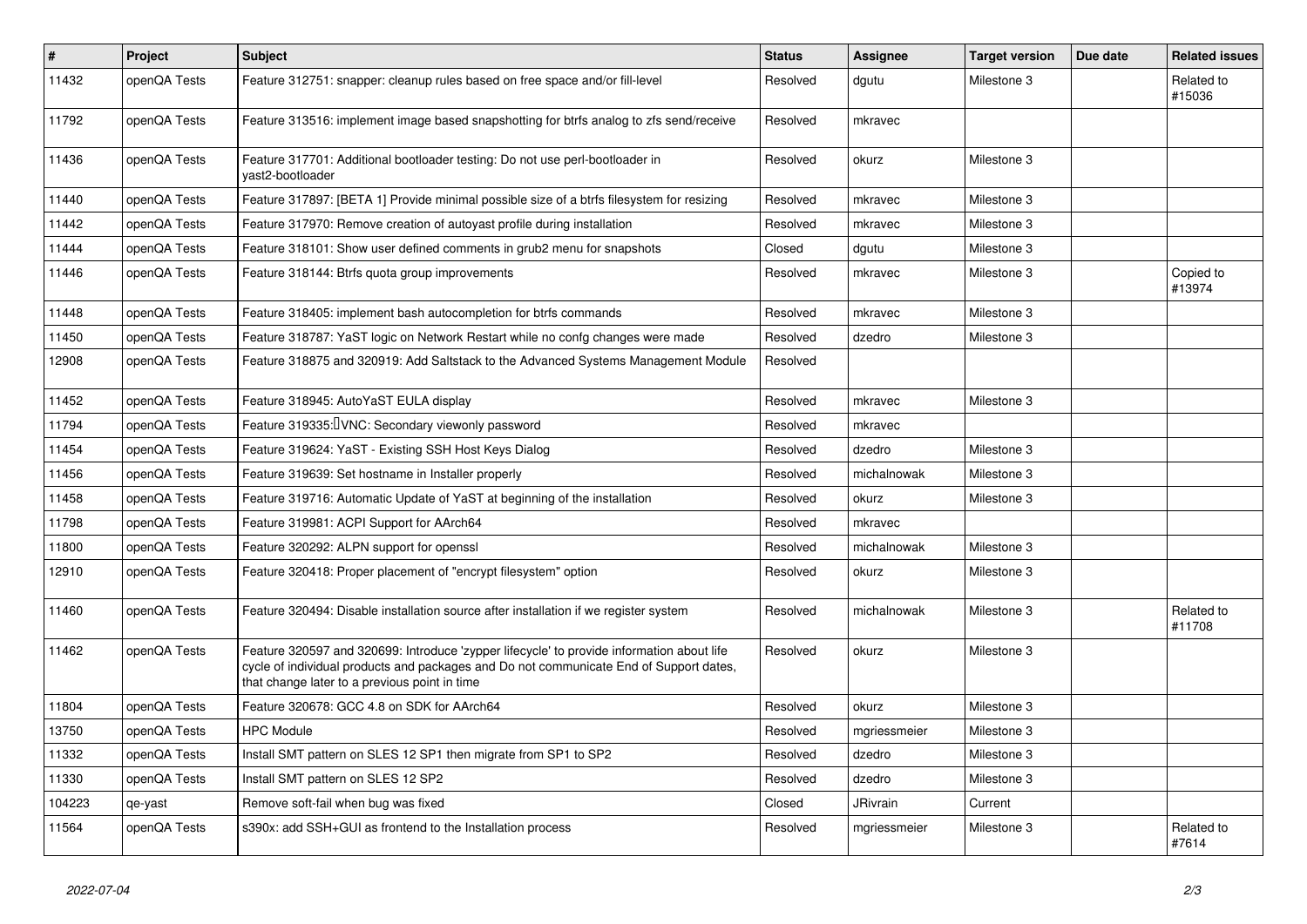| # | Project | Subject | Status | Assignee | Target version | Due date | Related issues |
|---|---|---|---|---|---|---|---|
| 11432 | openQA Tests | Feature 312751: snapper: cleanup rules based on free space and/or fill-level | Resolved | dgutu | Milestone 3 | | Related to #15036 |
| 11792 | openQA Tests | Feature 313516: implement image based snapshotting for btrfs analog to zfs send/receive | Resolved | mkravec | | | |
| 11436 | openQA Tests | Feature 317701: Additional bootloader testing: Do not use perl-bootloader in yast2-bootloader | Resolved | okurz | Milestone 3 | | |
| 11440 | openQA Tests | Feature 317897: [BETA 1] Provide minimal possible size of a btrfs filesystem for resizing | Resolved | mkravec | Milestone 3 | | |
| 11442 | openQA Tests | Feature 317970: Remove creation of autoyast profile during installation | Resolved | mkravec | Milestone 3 | | |
| 11444 | openQA Tests | Feature 318101: Show user defined comments in grub2 menu for snapshots | Closed | dgutu | Milestone 3 | | |
| 11446 | openQA Tests | Feature 318144: Btrfs quota group improvements | Resolved | mkravec | Milestone 3 | | Copied to #13974 |
| 11448 | openQA Tests | Feature 318405: implement bash autocompletion for btrfs commands | Resolved | mkravec | Milestone 3 | | |
| 11450 | openQA Tests | Feature 318787: YaST logic on Network Restart while no confg changes were made | Resolved | dzedro | Milestone 3 | | |
| 12908 | openQA Tests | Feature 318875 and 320919: Add Saltstack to the Advanced Systems Management Module | Resolved | | | | |
| 11452 | openQA Tests | Feature 318945: AutoYaST EULA display | Resolved | mkravec | Milestone 3 | | |
| 11794 | openQA Tests | Feature 319335: VNC: Secondary viewonly password | Resolved | mkravec | | | |
| 11454 | openQA Tests | Feature 319624: YaST - Existing SSH Host Keys Dialog | Resolved | dzedro | Milestone 3 | | |
| 11456 | openQA Tests | Feature 319639: Set hostname in Installer properly | Resolved | michalnowak | Milestone 3 | | |
| 11458 | openQA Tests | Feature 319716: Automatic Update of YaST at beginning of the installation | Resolved | okurz | Milestone 3 | | |
| 11798 | openQA Tests | Feature 319981: ACPI Support for AArch64 | Resolved | mkravec | | | |
| 11800 | openQA Tests | Feature 320292: ALPN support for openssl | Resolved | michalnowak | Milestone 3 | | |
| 12910 | openQA Tests | Feature 320418: Proper placement of "encrypt filesystem" option | Resolved | okurz | Milestone 3 | | |
| 11460 | openQA Tests | Feature 320494: Disable installation source after installation if we register system | Resolved | michalnowak | Milestone 3 | | Related to #11708 |
| 11462 | openQA Tests | Feature 320597 and 320699: Introduce 'zypper lifecycle' to provide information about life cycle of individual products and packages and Do not communicate End of Support dates, that change later to a previous point in time | Resolved | okurz | Milestone 3 | | |
| 11804 | openQA Tests | Feature 320678: GCC 4.8 on SDK for AArch64 | Resolved | okurz | Milestone 3 | | |
| 13750 | openQA Tests | HPC Module | Resolved | mgriessmeier | Milestone 3 | | |
| 11332 | openQA Tests | Install SMT pattern on SLES 12 SP1 then migrate from SP1 to SP2 | Resolved | dzedro | Milestone 3 | | |
| 11330 | openQA Tests | Install SMT pattern on SLES 12 SP2 | Resolved | dzedro | Milestone 3 | | |
| 104223 | qe-yast | Remove soft-fail when bug was fixed | Closed | JRivrain | Current | | |
| 11564 | openQA Tests | s390x: add SSH+GUI as frontend to the Installation process | Resolved | mgriessmeier | Milestone 3 | | Related to #7614 |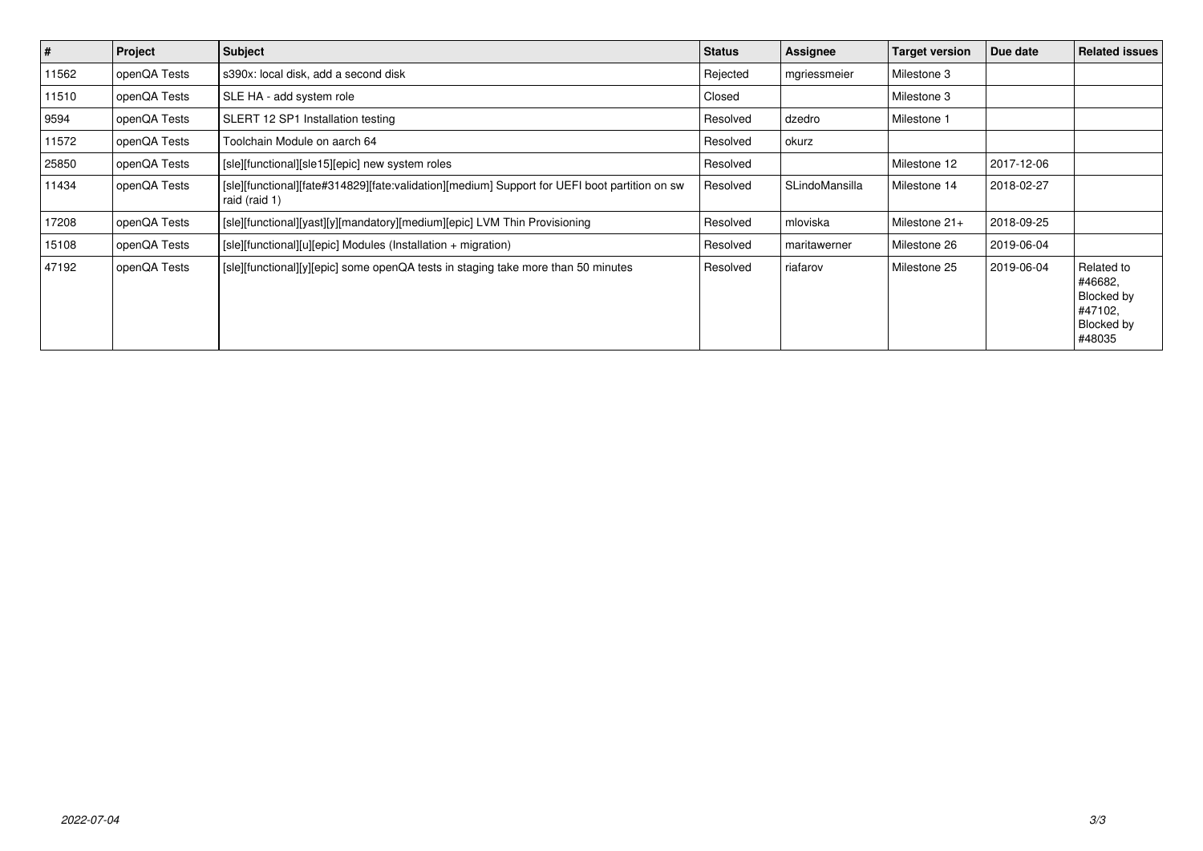| # | Project | Subject | Status | Assignee | Target version | Due date | Related issues |
|---|---|---|---|---|---|---|---|
| 11562 | openQA Tests | s390x: local disk, add a second disk | Rejected | mgriessmeier | Milestone 3 | | |
| 11510 | openQA Tests | SLE HA - add system role | Closed | | Milestone 3 | | |
| 9594 | openQA Tests | SLERT 12 SP1 Installation testing | Resolved | dzedro | Milestone 1 | | |
| 11572 | openQA Tests | Toolchain Module on aarch 64 | Resolved | okurz | | | |
| 25850 | openQA Tests | [sle][functional][sle15][epic] new system roles | Resolved | | Milestone 12 | 2017-12-06 | |
| 11434 | openQA Tests | [sle][functional][fate#314829][fate:validation][medium] Support for UEFI boot partition on sw raid (raid 1) | Resolved | SLindoMansilla | Milestone 14 | 2018-02-27 | |
| 17208 | openQA Tests | [sle][functional][yast][y][mandatory][medium][epic] LVM Thin Provisioning | Resolved | mloviska | Milestone 21+ | 2018-09-25 | |
| 15108 | openQA Tests | [sle][functional][u][epic] Modules (Installation + migration) | Resolved | maritawerner | Milestone 26 | 2019-06-04 | |
| 47192 | openQA Tests | [sle][functional][y][epic] some openQA tests in staging take more than 50 minutes | Resolved | riafarov | Milestone 25 | 2019-06-04 | Related to #46682, Blocked by #47102, Blocked by #48035 |

*2022-07-04*